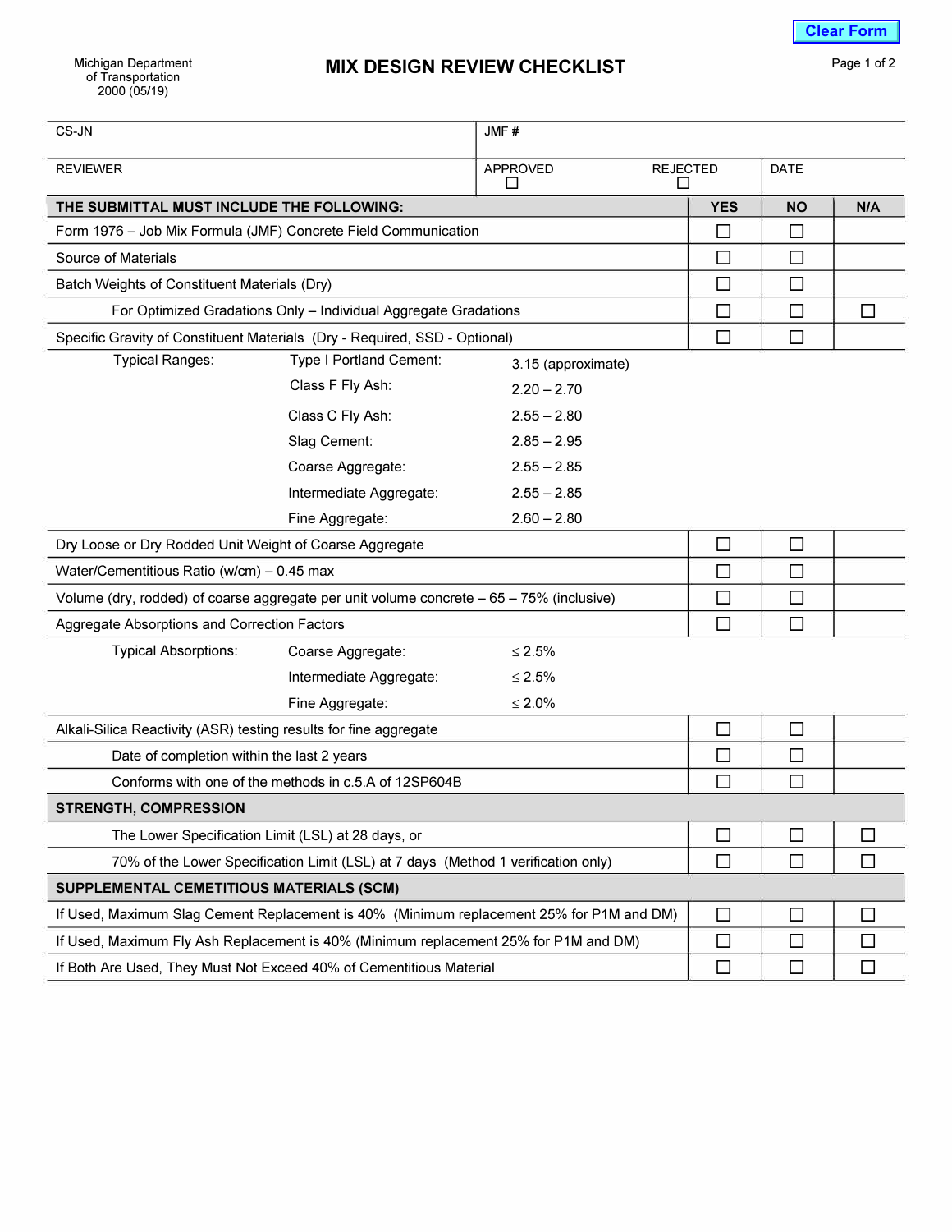Michigan Department of Transportation
2000 (05/19)

# MIX DESIGN REVIEW CHECKLIST

| CS-JN | JMF # | | |
|---|---|---|---|
| REVIEWER | APPROVED ☐ | REJECTED ☐ | DATE |

| THE SUBMITTAL MUST INCLUDE THE FOLLOWING: | YES | NO | N/A |
|---|---|---|---|
| Form 1976 – Job Mix Formula (JMF) Concrete Field Communication | ☐ | ☐ | |
| Source of Materials | ☐ | ☐ | |
| Batch Weights of Constituent Materials (Dry) | ☐ | ☐ | |
| For Optimized Gradations Only – Individual Aggregate Gradations | ☐ | ☐ | ☐ |
| Specific Gravity of Constituent Materials (Dry - Required, SSD - Optional) | ☐ | ☐ | |

| Typical Ranges: | | |
|---|---|---|
| | Type I Portland Cement: | 3.15 (approximate) |
| | Class F Fly Ash: | 2.20 – 2.70 |
| | Class C Fly Ash: | 2.55 – 2.80 |
| | Slag Cement: | 2.85 – 2.95 |
| | Coarse Aggregate: | 2.55 – 2.85 |
| | Intermediate Aggregate: | 2.55 – 2.85 |
| | Fine Aggregate: | 2.60 – 2.80 |

| Item | YES | NO | N/A |
|---|---|---|---|
| Dry Loose or Dry Rodded Unit Weight of Coarse Aggregate | ☐ | ☐ | |
| Water/Cementitious Ratio (w/cm) – 0.45 max | ☐ | ☐ | |
| Volume (dry, rodded) of coarse aggregate per unit volume concrete – 65 – 75% (inclusive) | ☐ | ☐ | |
| Aggregate Absorptions and Correction Factors | ☐ | ☐ | |

| Typical Absorptions: | | |
|---|---|---|
| | Coarse Aggregate: | ≤ 2.5% |
| | Intermediate Aggregate: | ≤ 2.5% |
| | Fine Aggregate: | ≤ 2.0% |

| Item | YES | NO | N/A |
|---|---|---|---|
| Alkali-Silica Reactivity (ASR) testing results for fine aggregate | ☐ | ☐ | |
| Date of completion within the last 2 years | ☐ | ☐ | |
| Conforms with one of the methods in c.5.A of 12SP604B | ☐ | ☐ | |
| **STRENGTH, COMPRESSION** | | | |
| The Lower Specification Limit (LSL) at 28 days, or | ☐ | ☐ | ☐ |
| 70% of the Lower Specification Limit (LSL) at 7 days (Method 1 verification only) | ☐ | ☐ | ☐ |
| **SUPPLEMENTAL CEMETITIOUS MATERIALS (SCM)** | | | |
| If Used, Maximum Slag Cement Replacement is 40% (Minimum replacement 25% for P1M and DM) | ☐ | ☐ | ☐ |
| If Used, Maximum Fly Ash Replacement is 40% (Minimum replacement 25% for P1M and DM) | ☐ | ☐ | ☐ |
| If Both Are Used, They Must Not Exceed 40% of Cementitious Material | ☐ | ☐ | ☐ |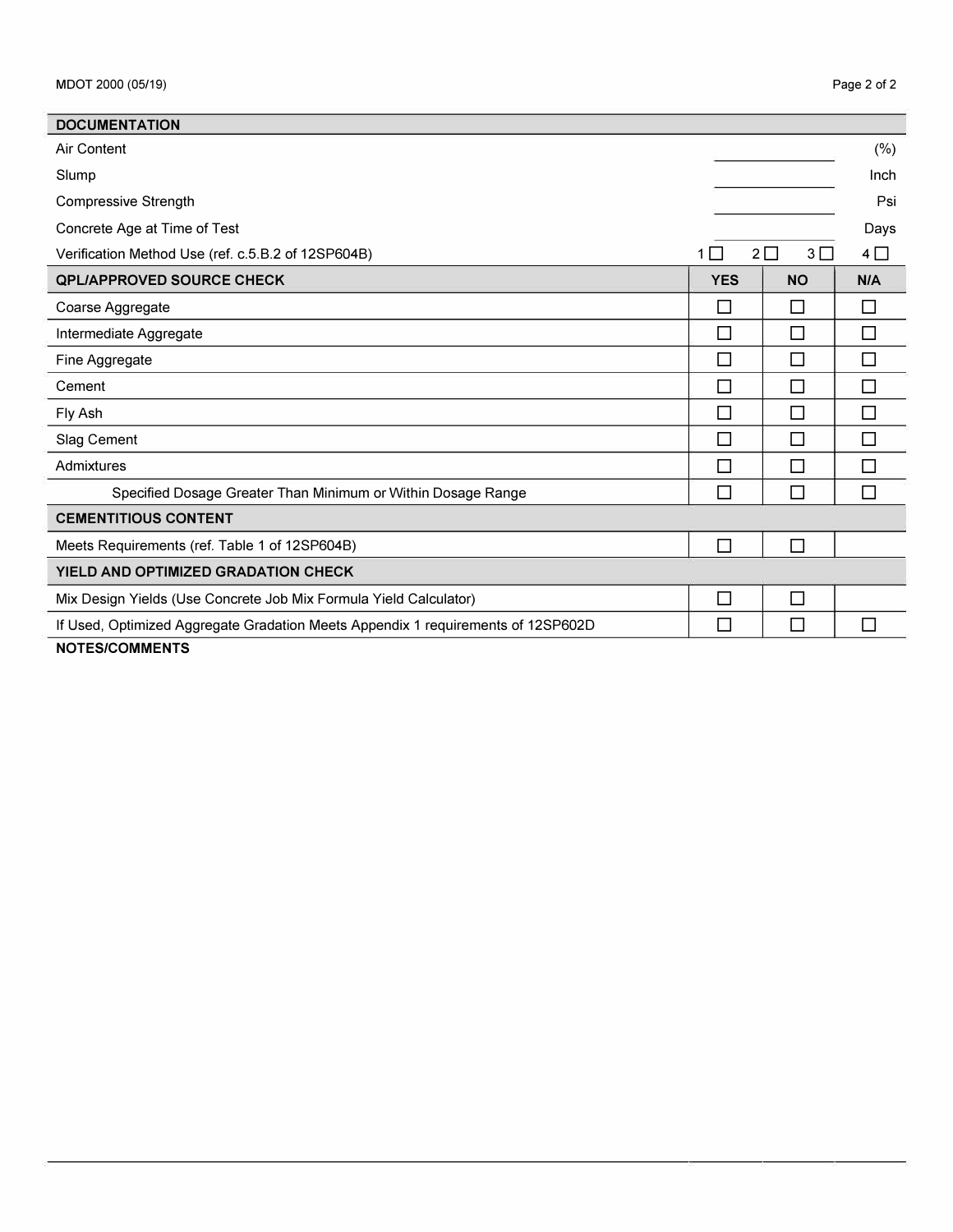## DOCUMENTATION

| | | |
|---|---|---|
| Air Content | ____________ | (%) |
| Slump | ____________ | Inch |
| Compressive Strength | ____________ | Psi |
| Concrete Age at Time of Test | ____________ | Days |
| Verification Method Use (ref. c.5.B.2 of 12SP604B) | 1 ☐ 2 ☐ 3 ☐ | 4 ☐ |

| QPL/APPROVED SOURCE CHECK | YES | NO | N/A |
|---|---|---|---|
| Coarse Aggregate | ☐ | ☐ | ☐ |
| Intermediate Aggregate | ☐ | ☐ | ☐ |
| Fine Aggregate | ☐ | ☐ | ☐ |
| Cement | ☐ | ☐ | ☐ |
| Fly Ash | ☐ | ☐ | ☐ |
| Slag Cement | ☐ | ☐ | ☐ |
| Admixtures | ☐ | ☐ | ☐ |
| Specified Dosage Greater Than Minimum or Within Dosage Range | ☐ | ☐ | ☐ |
| **CEMENTITIOUS CONTENT** | | | |
| Meets Requirements (ref. Table 1 of 12SP604B) | ☐ | ☐ | |
| **YIELD AND OPTIMIZED GRADATION CHECK** | | | |
| Mix Design Yields (Use Concrete Job Mix Formula Yield Calculator) | ☐ | ☐ | |
| If Used, Optimized Aggregate Gradation Meets Appendix 1 requirements of 12SP602D | ☐ | ☐ | ☐ |

**NOTES/COMMENTS**